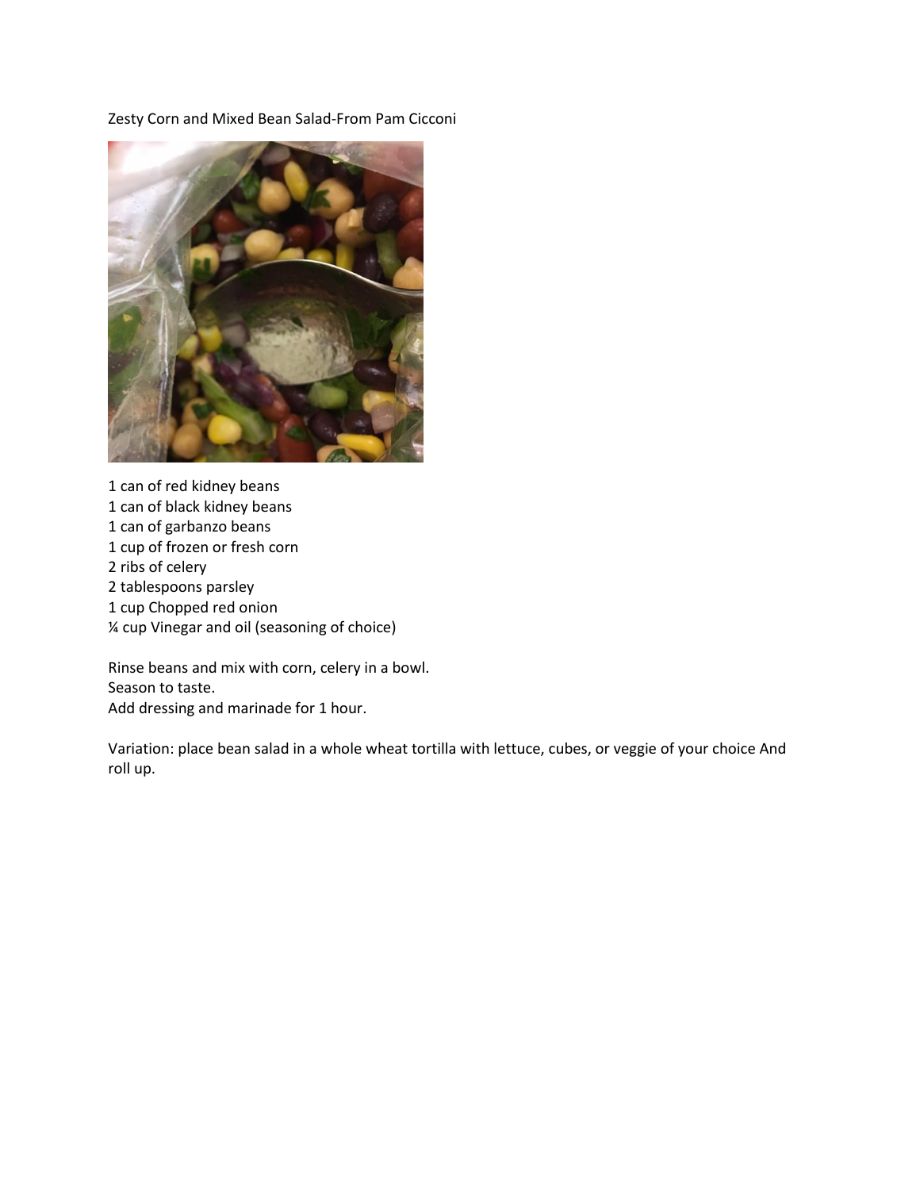Zesty Corn and Mixed Bean Salad-From Pam Cicconi

1 can of red kidney beans
1 can of black kidney beans
1 can of garbanzo beans
1 cup of frozen or fresh corn
2 ribs of celery
2 tablespoons parsley
1 cup Chopped red onion
¼ cup Vinegar and oil (seasoning of choice)

Rinse beans and mix with corn, celery in a bowl.
Season to taste.
Add dressing and marinade for 1 hour.

Variation: place bean salad in a whole wheat tortilla with lettuce, cubes, or veggie of your choice And roll up.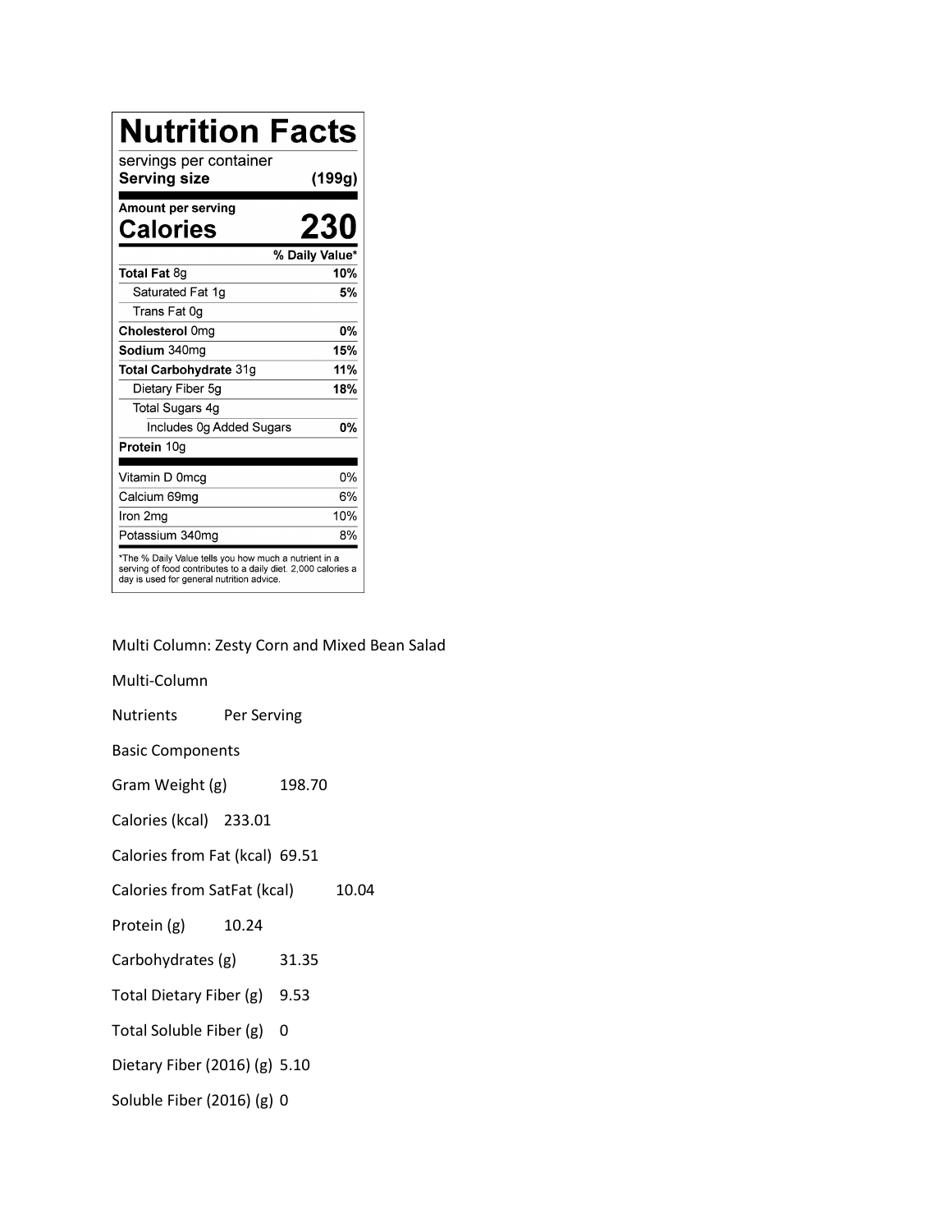# Nutrition Facts

| | |
|---|---|
| servings per container | |
| **Serving size** | **(199g)** |
| **Amount per serving** | |
| **Calories** | **230** |
| | **% Daily Value*** |
| **Total Fat** 8g | **10%** |
| Saturated Fat 1g | **5%** |
| Trans Fat 0g | |
| **Cholesterol** 0mg | **0%** |
| **Sodium** 340mg | **15%** |
| **Total Carbohydrate** 31g | **11%** |
| Dietary Fiber 5g | **18%** |
| Total Sugars 4g | |
| Includes 0g Added Sugars | **0%** |
| **Protein** 10g | |
| Vitamin D 0mcg | 0% |
| Calcium 69mg | 6% |
| Iron 2mg | 10% |
| Potassium 340mg | 8% |

*The % Daily Value tells you how much a nutrient in a serving of food contributes to a daily diet. 2,000 calories a day is used for general nutrition advice.

Multi Column: Zesty Corn and Mixed Bean Salad

Multi-Column

| Nutrients | Per Serving |
|---|---|
| Basic Components | |
| Gram Weight (g) | 198.70 |
| Calories (kcal) | 233.01 |
| Calories from Fat (kcal) | 69.51 |
| Calories from SatFat (kcal) | 10.04 |
| Protein (g) | 10.24 |
| Carbohydrates (g) | 31.35 |
| Total Dietary Fiber (g) | 9.53 |
| Total Soluble Fiber (g) | 0 |
| Dietary Fiber (2016) (g) | 5.10 |
| Soluble Fiber (2016) (g) | 0 |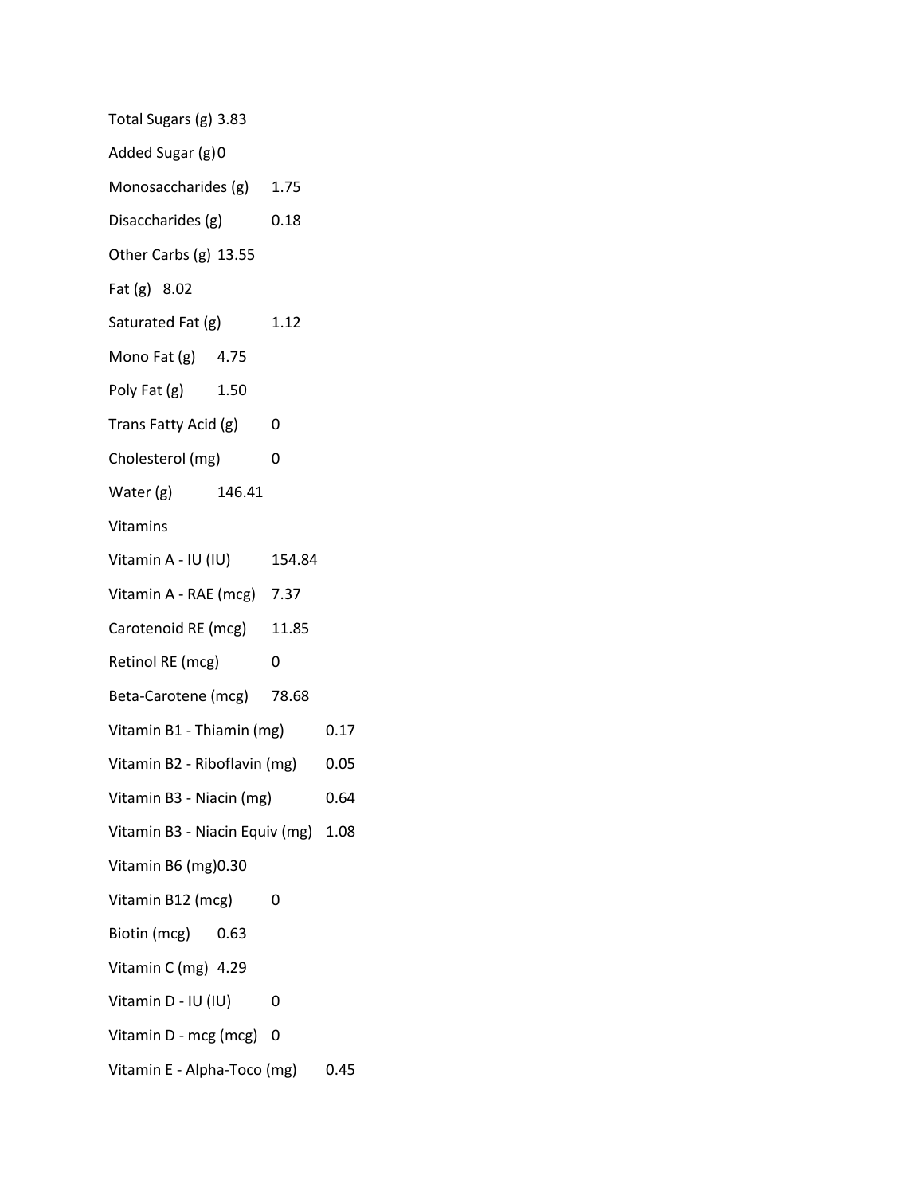Total Sugars (g) 3.83

Added Sugar (g) 0

Monosaccharides (g) 1.75

Disaccharides (g) 0.18

Other Carbs (g) 13.55

Fat (g) 8.02

Saturated Fat (g) 1.12

Mono Fat (g) 4.75

Poly Fat (g) 1.50

Trans Fatty Acid (g) 0

Cholesterol (mg) 0

Water (g) 146.41

Vitamins

Vitamin A - IU (IU) 154.84

Vitamin A - RAE (mcg) 7.37

Carotenoid RE (mcg) 11.85

Retinol RE (mcg) 0

Beta-Carotene (mcg) 78.68

Vitamin B1 - Thiamin (mg) 0.17

Vitamin B2 - Riboflavin (mg) 0.05

Vitamin B3 - Niacin (mg) 0.64

Vitamin B3 - Niacin Equiv (mg) 1.08

Vitamin B6 (mg) 0.30

Vitamin B12 (mcg) 0

Biotin (mcg) 0.63

Vitamin C (mg) 4.29

Vitamin D - IU (IU) 0

Vitamin D - mcg (mcg) 0

Vitamin E - Alpha-Toco (mg) 0.45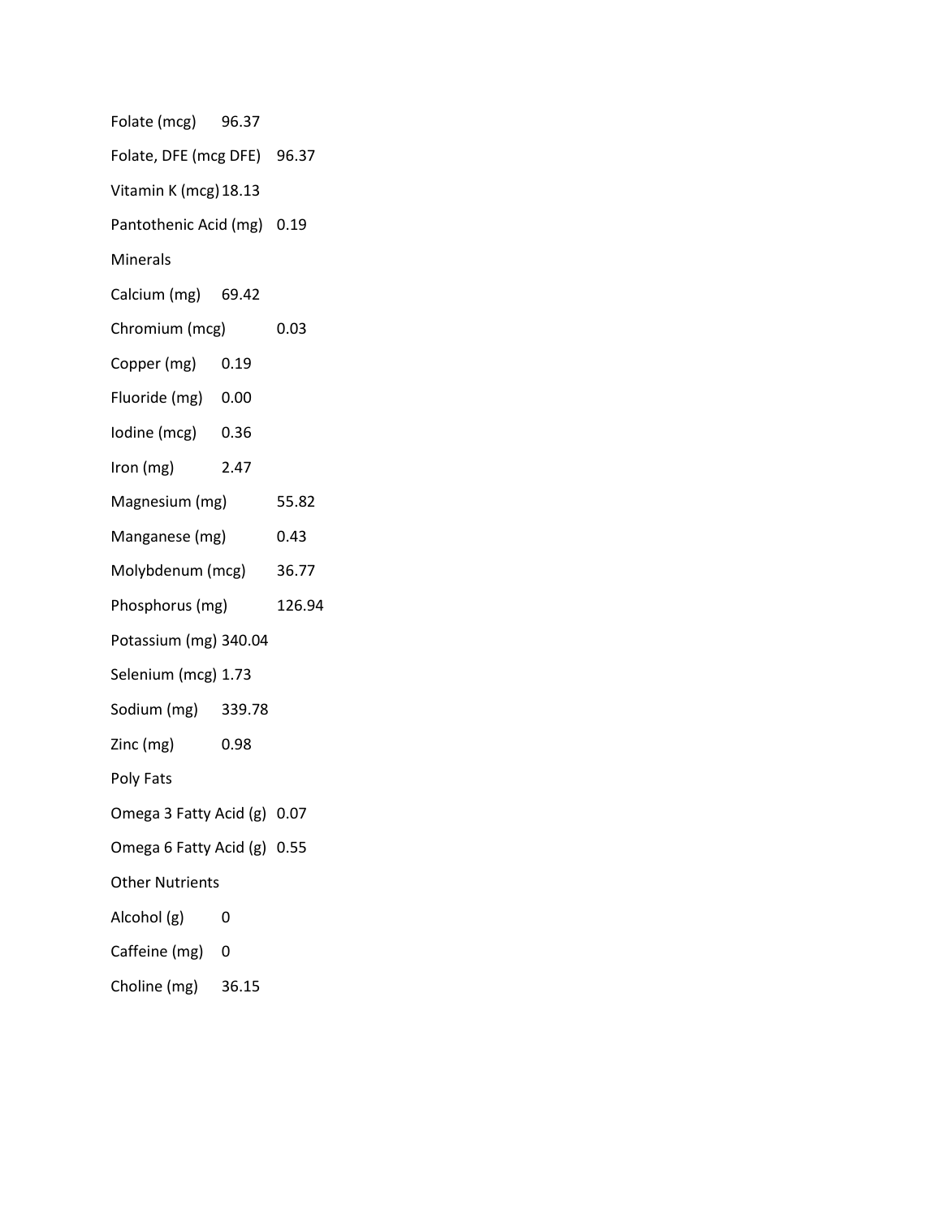| | |
|---|---|
| Folate (mcg) | 96.37 |
| Folate, DFE (mcg DFE) | 96.37 |
| Vitamin K (mcg) | 18.13 |
| Pantothenic Acid (mg) | 0.19 |
| **Minerals** | |
| Calcium (mg) | 69.42 |
| Chromium (mcg) | 0.03 |
| Copper (mg) | 0.19 |
| Fluoride (mg) | 0.00 |
| Iodine (mcg) | 0.36 |
| Iron (mg) | 2.47 |
| Magnesium (mg) | 55.82 |
| Manganese (mg) | 0.43 |
| Molybdenum (mcg) | 36.77 |
| Phosphorus (mg) | 126.94 |
| Potassium (mg) | 340.04 |
| Selenium (mcg) | 1.73 |
| Sodium (mg) | 339.78 |
| Zinc (mg) | 0.98 |
| **Poly Fats** | |
| Omega 3 Fatty Acid (g) | 0.07 |
| Omega 6 Fatty Acid (g) | 0.55 |
| **Other Nutrients** | |
| Alcohol (g) | 0 |
| Caffeine (mg) | 0 |
| Choline (mg) | 36.15 |